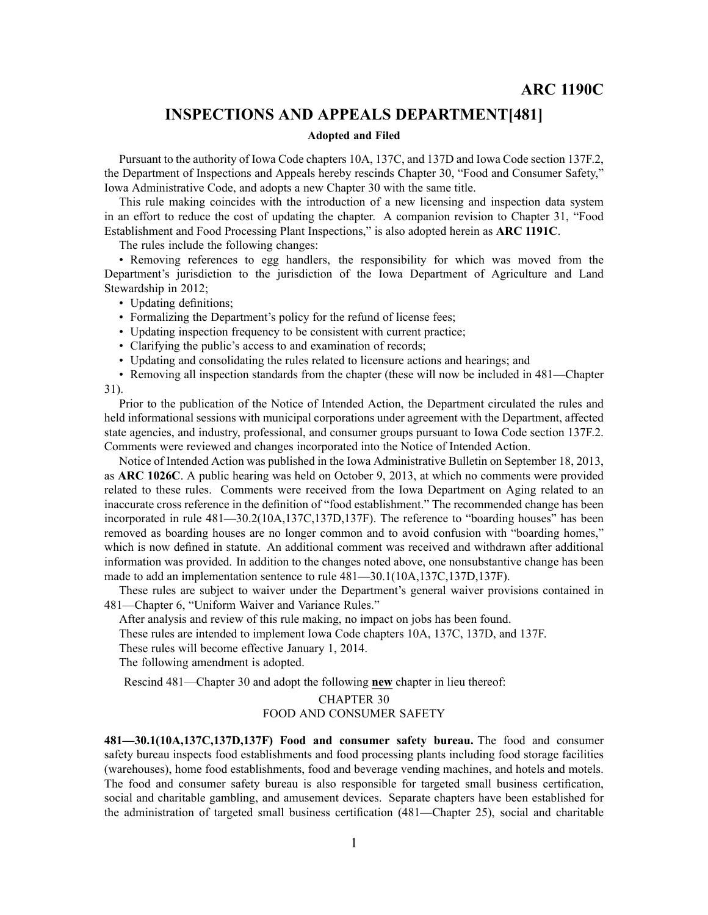# ARC 1190C

## INSPECTIONS AND APPEALS DEPARTMENT[481]

**Adopted and Filed**

Pursuant to the authority of Iowa Code chapters 10A, 137C, and 137D and Iowa Code section 137F.2, the Department of Inspections and Appeals hereby rescinds Chapter 30, "Food and Consumer Safety," Iowa Administrative Code, and adopts a new Chapter 30 with the same title.

This rule making coincides with the introduction of a new licensing and inspection data system in an effort to reduce the cost of updating the chapter. A companion revision to Chapter 31, "Food Establishment and Food Processing Plant Inspections," is also adopted herein as **ARC 1191C**.

The rules include the following changes:

- Removing references to egg handlers, the responsibility for which was moved from the Department's jurisdiction to the jurisdiction of the Iowa Department of Agriculture and Land Stewardship in 2012;
- Updating definitions;
- Formalizing the Department's policy for the refund of license fees;
- Updating inspection frequency to be consistent with current practice;
- Clarifying the public's access to and examination of records;
- Updating and consolidating the rules related to licensure actions and hearings; and
- Removing all inspection standards from the chapter (these will now be included in 481—Chapter 31).

Prior to the publication of the Notice of Intended Action, the Department circulated the rules and held informational sessions with municipal corporations under agreement with the Department, affected state agencies, and industry, professional, and consumer groups pursuant to Iowa Code section 137F.2. Comments were reviewed and changes incorporated into the Notice of Intended Action.

Notice of Intended Action was published in the Iowa Administrative Bulletin on September 18, 2013, as **ARC 1026C**. A public hearing was held on October 9, 2013, at which no comments were provided related to these rules. Comments were received from the Iowa Department on Aging related to an inaccurate cross reference in the definition of "food establishment." The recommended change has been incorporated in rule 481—30.2(10A,137C,137D,137F). The reference to "boarding houses" has been removed as boarding houses are no longer common and to avoid confusion with "boarding homes," which is now defined in statute. An additional comment was received and withdrawn after additional information was provided. In addition to the changes noted above, one nonsubstantive change has been made to add an implementation sentence to rule 481—30.1(10A,137C,137D,137F).

These rules are subject to waiver under the Department's general waiver provisions contained in 481—Chapter 6, "Uniform Waiver and Variance Rules."

After analysis and review of this rule making, no impact on jobs has been found.

These rules are intended to implement Iowa Code chapters 10A, 137C, 137D, and 137F.

These rules will become effective January 1, 2014.

The following amendment is adopted.

Rescind 481—Chapter 30 and adopt the following **new** chapter in lieu thereof:

CHAPTER 30
FOOD AND CONSUMER SAFETY

**481—30.1(10A,137C,137D,137F) Food and consumer safety bureau.** The food and consumer safety bureau inspects food establishments and food processing plants including food storage facilities (warehouses), home food establishments, food and beverage vending machines, and hotels and motels. The food and consumer safety bureau is also responsible for targeted small business certification, social and charitable gambling, and amusement devices. Separate chapters have been established for the administration of targeted small business certification (481—Chapter 25), social and charitable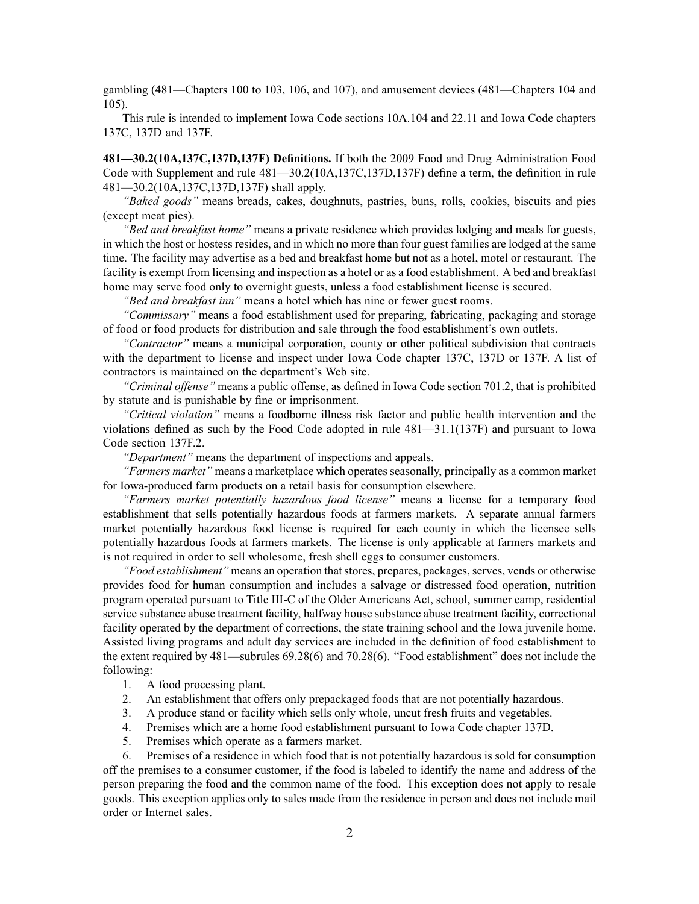gambling (481—Chapters 100 to 103, 106, and 107), and amusement devices (481—Chapters 104 and 105).

This rule is intended to implement Iowa Code sections 10A.104 and 22.11 and Iowa Code chapters 137C, 137D and 137F.

**481—30.2(10A,137C,137D,137F) Definitions.** If both the 2009 Food and Drug Administration Food Code with Supplement and rule 481—30.2(10A,137C,137D,137F) define a term, the definition in rule 481—30.2(10A,137C,137D,137F) shall apply.

*"Baked goods"* means breads, cakes, doughnuts, pastries, buns, rolls, cookies, biscuits and pies (except meat pies).

*"Bed and breakfast home"* means a private residence which provides lodging and meals for guests, in which the host or hostess resides, and in which no more than four guest families are lodged at the same time. The facility may advertise as a bed and breakfast home but not as a hotel, motel or restaurant. The facility is exempt from licensing and inspection as a hotel or as a food establishment. A bed and breakfast home may serve food only to overnight guests, unless a food establishment license is secured.

*"Bed and breakfast inn"* means a hotel which has nine or fewer guest rooms.

*"Commissary"* means a food establishment used for preparing, fabricating, packaging and storage of food or food products for distribution and sale through the food establishment's own outlets.

*"Contractor"* means a municipal corporation, county or other political subdivision that contracts with the department to license and inspect under Iowa Code chapter 137C, 137D or 137F. A list of contractors is maintained on the department's Web site.

*"Criminal offense"* means a public offense, as defined in Iowa Code section 701.2, that is prohibited by statute and is punishable by fine or imprisonment.

*"Critical violation"* means a foodborne illness risk factor and public health intervention and the violations defined as such by the Food Code adopted in rule 481—31.1(137F) and pursuant to Iowa Code section 137F.2.

*"Department"* means the department of inspections and appeals.

*"Farmers market"* means a marketplace which operates seasonally, principally as a common market for Iowa-produced farm products on a retail basis for consumption elsewhere.

*"Farmers market potentially hazardous food license"* means a license for a temporary food establishment that sells potentially hazardous foods at farmers markets. A separate annual farmers market potentially hazardous food license is required for each county in which the licensee sells potentially hazardous foods at farmers markets. The license is only applicable at farmers markets and is not required in order to sell wholesome, fresh shell eggs to consumer customers.

*"Food establishment"* means an operation that stores, prepares, packages, serves, vends or otherwise provides food for human consumption and includes a salvage or distressed food operation, nutrition program operated pursuant to Title III-C of the Older Americans Act, school, summer camp, residential service substance abuse treatment facility, halfway house substance abuse treatment facility, correctional facility operated by the department of corrections, the state training school and the Iowa juvenile home. Assisted living programs and adult day services are included in the definition of food establishment to the extent required by 481—subrules 69.28(6) and 70.28(6). "Food establishment" does not include the following:

1. A food processing plant.
2. An establishment that offers only prepackaged foods that are not potentially hazardous.
3. A produce stand or facility which sells only whole, uncut fresh fruits and vegetables.
4. Premises which are a home food establishment pursuant to Iowa Code chapter 137D.
5. Premises which operate as a farmers market.
6. Premises of a residence in which food that is not potentially hazardous is sold for consumption off the premises to a consumer customer, if the food is labeled to identify the name and address of the person preparing the food and the common name of the food. This exception does not apply to resale goods. This exception applies only to sales made from the residence in person and does not include mail order or Internet sales.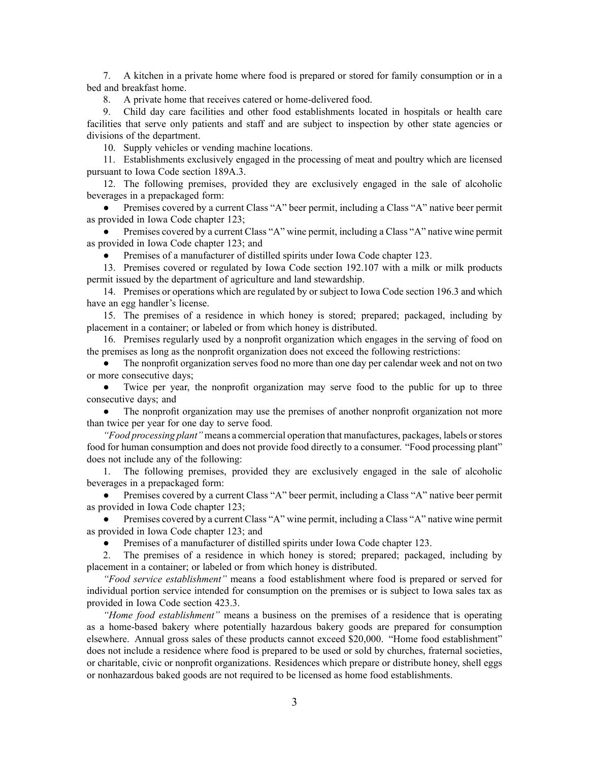7. A kitchen in a private home where food is prepared or stored for family consumption or in a bed and breakfast home.

8. A private home that receives catered or home-delivered food.

9. Child day care facilities and other food establishments located in hospitals or health care facilities that serve only patients and staff and are subject to inspection by other state agencies or divisions of the department.

10. Supply vehicles or vending machine locations.

11. Establishments exclusively engaged in the processing of meat and poultry which are licensed pursuant to Iowa Code section 189A.3.

12. The following premises, provided they are exclusively engaged in the sale of alcoholic beverages in a prepackaged form:

- Premises covered by a current Class "A" beer permit, including a Class "A" native beer permit as provided in Iowa Code chapter 123;
- Premises covered by a current Class "A" wine permit, including a Class "A" native wine permit as provided in Iowa Code chapter 123; and
- Premises of a manufacturer of distilled spirits under Iowa Code chapter 123.

13. Premises covered or regulated by Iowa Code section 192.107 with a milk or milk products permit issued by the department of agriculture and land stewardship.

14. Premises or operations which are regulated by or subject to Iowa Code section 196.3 and which have an egg handler's license.

15. The premises of a residence in which honey is stored; prepared; packaged, including by placement in a container; or labeled or from which honey is distributed.

16. Premises regularly used by a nonprofit organization which engages in the serving of food on the premises as long as the nonprofit organization does not exceed the following restrictions:

- The nonprofit organization serves food no more than one day per calendar week and not on two or more consecutive days;
- Twice per year, the nonprofit organization may serve food to the public for up to three consecutive days; and
- The nonprofit organization may use the premises of another nonprofit organization not more than twice per year for one day to serve food.

*"Food processing plant"* means a commercial operation that manufactures, packages, labels or stores food for human consumption and does not provide food directly to a consumer. "Food processing plant" does not include any of the following:

1. The following premises, provided they are exclusively engaged in the sale of alcoholic beverages in a prepackaged form:

- Premises covered by a current Class "A" beer permit, including a Class "A" native beer permit as provided in Iowa Code chapter 123;
- Premises covered by a current Class "A" wine permit, including a Class "A" native wine permit as provided in Iowa Code chapter 123; and
- Premises of a manufacturer of distilled spirits under Iowa Code chapter 123.

2. The premises of a residence in which honey is stored; prepared; packaged, including by placement in a container; or labeled or from which honey is distributed.

*"Food service establishment"* means a food establishment where food is prepared or served for individual portion service intended for consumption on the premises or is subject to Iowa sales tax as provided in Iowa Code section 423.3.

*"Home food establishment"* means a business on the premises of a residence that is operating as a home-based bakery where potentially hazardous bakery goods are prepared for consumption elsewhere. Annual gross sales of these products cannot exceed $20,000. "Home food establishment" does not include a residence where food is prepared to be used or sold by churches, fraternal societies, or charitable, civic or nonprofit organizations. Residences which prepare or distribute honey, shell eggs or nonhazardous baked goods are not required to be licensed as home food establishments.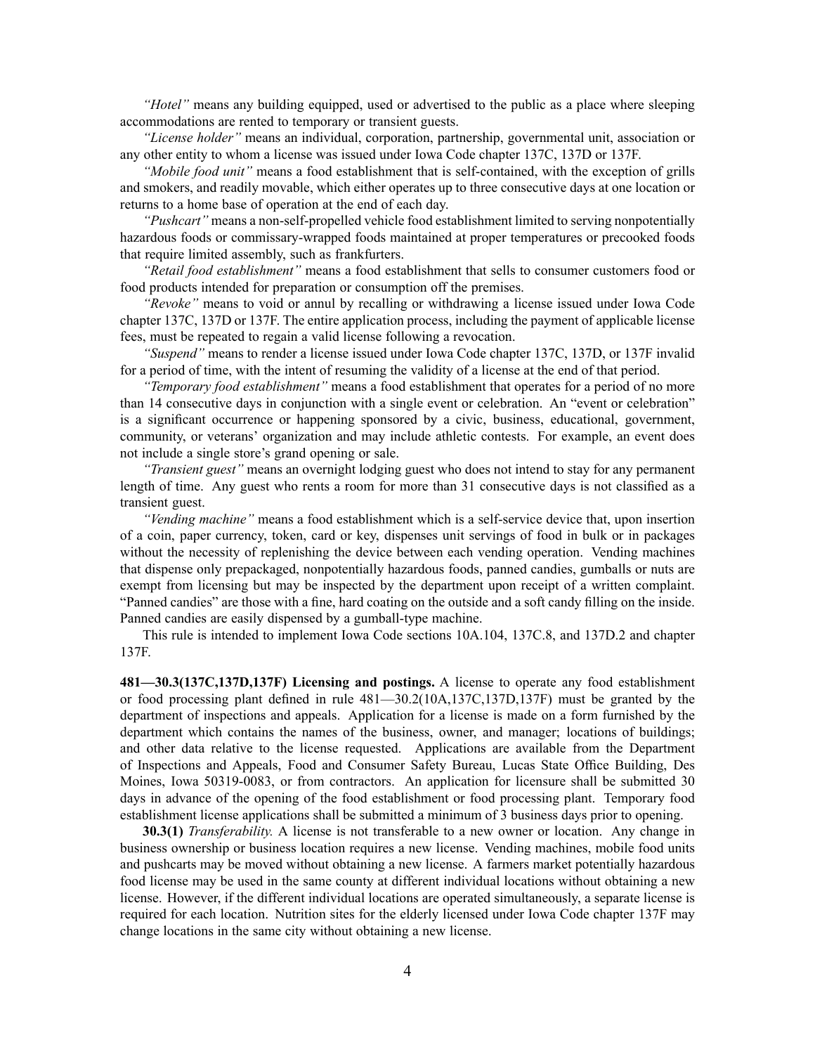*"Hotel"* means any building equipped, used or advertised to the public as a place where sleeping accommodations are rented to temporary or transient guests.

*"License holder"* means an individual, corporation, partnership, governmental unit, association or any other entity to whom a license was issued under Iowa Code chapter 137C, 137D or 137F.

*"Mobile food unit"* means a food establishment that is self-contained, with the exception of grills and smokers, and readily movable, which either operates up to three consecutive days at one location or returns to a home base of operation at the end of each day.

*"Pushcart"* means a non-self-propelled vehicle food establishment limited to serving nonpotentially hazardous foods or commissary-wrapped foods maintained at proper temperatures or precooked foods that require limited assembly, such as frankfurters.

*"Retail food establishment"* means a food establishment that sells to consumer customers food or food products intended for preparation or consumption off the premises.

*"Revoke"* means to void or annul by recalling or withdrawing a license issued under Iowa Code chapter 137C, 137D or 137F. The entire application process, including the payment of applicable license fees, must be repeated to regain a valid license following a revocation.

*"Suspend"* means to render a license issued under Iowa Code chapter 137C, 137D, or 137F invalid for a period of time, with the intent of resuming the validity of a license at the end of that period.

*"Temporary food establishment"* means a food establishment that operates for a period of no more than 14 consecutive days in conjunction with a single event or celebration. An "event or celebration" is a significant occurrence or happening sponsored by a civic, business, educational, government, community, or veterans' organization and may include athletic contests. For example, an event does not include a single store's grand opening or sale.

*"Transient guest"* means an overnight lodging guest who does not intend to stay for any permanent length of time. Any guest who rents a room for more than 31 consecutive days is not classified as a transient guest.

*"Vending machine"* means a food establishment which is a self-service device that, upon insertion of a coin, paper currency, token, card or key, dispenses unit servings of food in bulk or in packages without the necessity of replenishing the device between each vending operation. Vending machines that dispense only prepackaged, nonpotentially hazardous foods, panned candies, gumballs or nuts are exempt from licensing but may be inspected by the department upon receipt of a written complaint. "Panned candies" are those with a fine, hard coating on the outside and a soft candy filling on the inside. Panned candies are easily dispensed by a gumball-type machine.

This rule is intended to implement Iowa Code sections 10A.104, 137C.8, and 137D.2 and chapter 137F.

**481—30.3(137C,137D,137F) Licensing and postings.** A license to operate any food establishment or food processing plant defined in rule 481—30.2(10A,137C,137D,137F) must be granted by the department of inspections and appeals. Application for a license is made on a form furnished by the department which contains the names of the business, owner, and manager; locations of buildings; and other data relative to the license requested. Applications are available from the Department of Inspections and Appeals, Food and Consumer Safety Bureau, Lucas State Office Building, Des Moines, Iowa 50319-0083, or from contractors. An application for licensure shall be submitted 30 days in advance of the opening of the food establishment or food processing plant. Temporary food establishment license applications shall be submitted a minimum of 3 business days prior to opening.

**30.3(1)** *Transferability.* A license is not transferable to a new owner or location. Any change in business ownership or business location requires a new license. Vending machines, mobile food units and pushcarts may be moved without obtaining a new license. A farmers market potentially hazardous food license may be used in the same county at different individual locations without obtaining a new license. However, if the different individual locations are operated simultaneously, a separate license is required for each location. Nutrition sites for the elderly licensed under Iowa Code chapter 137F may change locations in the same city without obtaining a new license.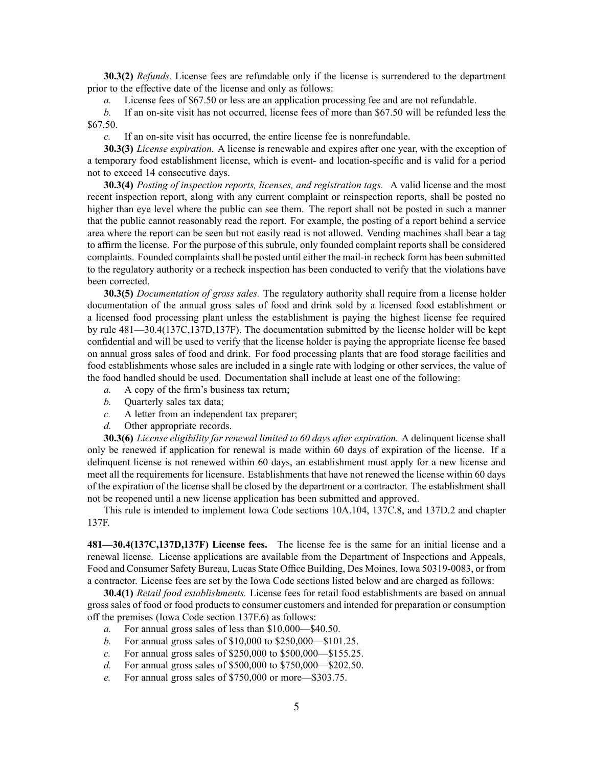**30.3(2)** *Refunds.* License fees are refundable only if the license is surrendered to the department prior to the effective date of the license and only as follows:

*a.* License fees of $67.50 or less are an application processing fee and are not refundable.

*b.* If an on-site visit has not occurred, license fees of more than $67.50 will be refunded less the $67.50.

*c.* If an on-site visit has occurred, the entire license fee is nonrefundable.

**30.3(3)** *License expiration.* A license is renewable and expires after one year, with the exception of a temporary food establishment license, which is event- and location-specific and is valid for a period not to exceed 14 consecutive days.

**30.3(4)** *Posting of inspection reports, licenses, and registration tags.* A valid license and the most recent inspection report, along with any current complaint or reinspection reports, shall be posted no higher than eye level where the public can see them. The report shall not be posted in such a manner that the public cannot reasonably read the report. For example, the posting of a report behind a service area where the report can be seen but not easily read is not allowed. Vending machines shall bear a tag to affirm the license. For the purpose of this subrule, only founded complaint reports shall be considered complaints. Founded complaints shall be posted until either the mail-in recheck form has been submitted to the regulatory authority or a recheck inspection has been conducted to verify that the violations have been corrected.

**30.3(5)** *Documentation of gross sales.* The regulatory authority shall require from a license holder documentation of the annual gross sales of food and drink sold by a licensed food establishment or a licensed food processing plant unless the establishment is paying the highest license fee required by rule 481—30.4(137C,137D,137F). The documentation submitted by the license holder will be kept confidential and will be used to verify that the license holder is paying the appropriate license fee based on annual gross sales of food and drink. For food processing plants that are food storage facilities and food establishments whose sales are included in a single rate with lodging or other services, the value of the food handled should be used. Documentation shall include at least one of the following:

*a.* A copy of the firm's business tax return;

*b.* Quarterly sales tax data;

*c.* A letter from an independent tax preparer;

*d.* Other appropriate records.

**30.3(6)** *License eligibility for renewal limited to 60 days after expiration.* A delinquent license shall only be renewed if application for renewal is made within 60 days of expiration of the license. If a delinquent license is not renewed within 60 days, an establishment must apply for a new license and meet all the requirements for licensure. Establishments that have not renewed the license within 60 days of the expiration of the license shall be closed by the department or a contractor. The establishment shall not be reopened until a new license application has been submitted and approved.

This rule is intended to implement Iowa Code sections 10A.104, 137C.8, and 137D.2 and chapter 137F.

**481—30.4(137C,137D,137F) License fees.** The license fee is the same for an initial license and a renewal license. License applications are available from the Department of Inspections and Appeals, Food and Consumer Safety Bureau, Lucas State Office Building, Des Moines, Iowa 50319-0083, or from a contractor. License fees are set by the Iowa Code sections listed below and are charged as follows:

**30.4(1)** *Retail food establishments.* License fees for retail food establishments are based on annual gross sales of food or food products to consumer customers and intended for preparation or consumption off the premises (Iowa Code section 137F.6) as follows:

*a.* For annual gross sales of less than $10,000—$40.50.

*b.* For annual gross sales of $10,000 to $250,000—$101.25.

*c.* For annual gross sales of $250,000 to $500,000—$155.25.

*d.* For annual gross sales of $500,000 to $750,000—$202.50.

*e.* For annual gross sales of $750,000 or more—$303.75.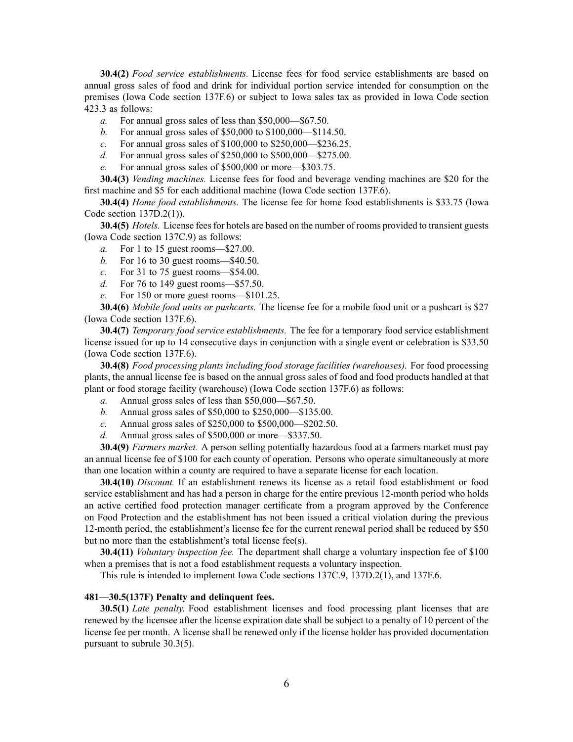**30.4(2)** *Food service establishments.* License fees for food service establishments are based on annual gross sales of food and drink for individual portion service intended for consumption on the premises (Iowa Code section 137F.6) or subject to Iowa sales tax as provided in Iowa Code section 423.3 as follows:

*a.* For annual gross sales of less than $50,000—$67.50.

*b.* For annual gross sales of $50,000 to $100,000—$114.50.

*c.* For annual gross sales of $100,000 to $250,000—$236.25.

*d.* For annual gross sales of $250,000 to $500,000—$275.00.

*e.* For annual gross sales of $500,000 or more—$303.75.

**30.4(3)** *Vending machines.* License fees for food and beverage vending machines are $20 for the first machine and $5 for each additional machine (Iowa Code section 137F.6).

**30.4(4)** *Home food establishments.* The license fee for home food establishments is $33.75 (Iowa Code section 137D.2(1)).

**30.4(5)** *Hotels.* License fees for hotels are based on the number of rooms provided to transient guests (Iowa Code section 137C.9) as follows:

*a.* For 1 to 15 guest rooms—$27.00.

*b.* For 16 to 30 guest rooms—$40.50.

*c.* For 31 to 75 guest rooms—$54.00.

*d.* For 76 to 149 guest rooms—$57.50.

*e.* For 150 or more guest rooms—$101.25.

**30.4(6)** *Mobile food units or pushcarts.* The license fee for a mobile food unit or a pushcart is $27 (Iowa Code section 137F.6).

**30.4(7)** *Temporary food service establishments.* The fee for a temporary food service establishment license issued for up to 14 consecutive days in conjunction with a single event or celebration is $33.50 (Iowa Code section 137F.6).

**30.4(8)** *Food processing plants including food storage facilities (warehouses).* For food processing plants, the annual license fee is based on the annual gross sales of food and food products handled at that plant or food storage facility (warehouse) (Iowa Code section 137F.6) as follows:

*a.* Annual gross sales of less than $50,000—$67.50.

*b.* Annual gross sales of $50,000 to $250,000—$135.00.

*c.* Annual gross sales of $250,000 to $500,000—$202.50.

*d.* Annual gross sales of $500,000 or more—$337.50.

**30.4(9)** *Farmers market.* A person selling potentially hazardous food at a farmers market must pay an annual license fee of $100 for each county of operation. Persons who operate simultaneously at more than one location within a county are required to have a separate license for each location.

**30.4(10)** *Discount.* If an establishment renews its license as a retail food establishment or food service establishment and has had a person in charge for the entire previous 12-month period who holds an active certified food protection manager certificate from a program approved by the Conference on Food Protection and the establishment has not been issued a critical violation during the previous 12-month period, the establishment's license fee for the current renewal period shall be reduced by $50 but no more than the establishment's total license fee(s).

**30.4(11)** *Voluntary inspection fee.* The department shall charge a voluntary inspection fee of $100 when a premises that is not a food establishment requests a voluntary inspection.

This rule is intended to implement Iowa Code sections 137C.9, 137D.2(1), and 137F.6.

**481—30.5(137F) Penalty and delinquent fees.**

**30.5(1)** *Late penalty.* Food establishment licenses and food processing plant licenses that are renewed by the licensee after the license expiration date shall be subject to a penalty of 10 percent of the license fee per month. A license shall be renewed only if the license holder has provided documentation pursuant to subrule 30.3(5).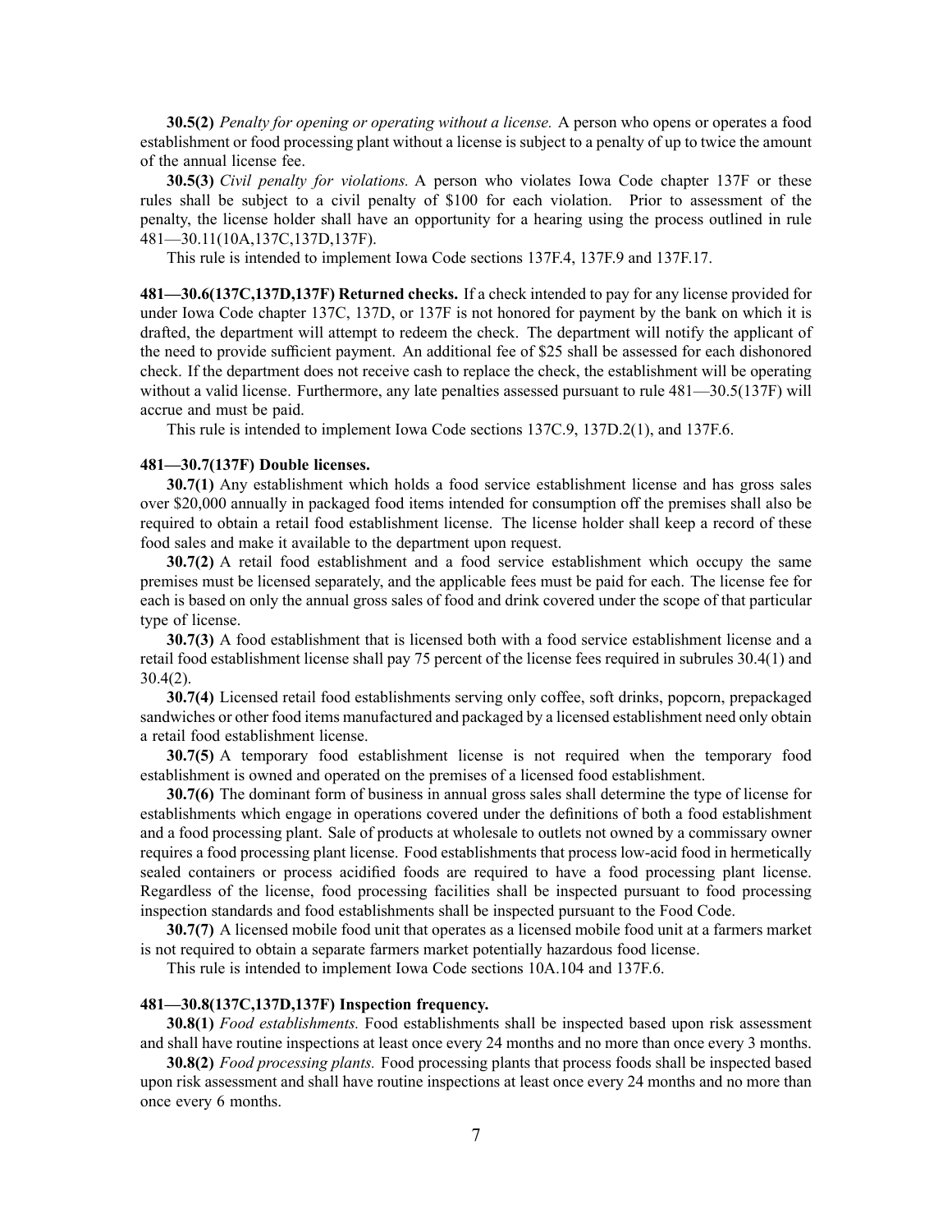**30.5(2)** *Penalty for opening or operating without a license.* A person who opens or operates a food establishment or food processing plant without a license is subject to a penalty of up to twice the amount of the annual license fee.

**30.5(3)** *Civil penalty for violations.* A person who violates Iowa Code chapter 137F or these rules shall be subject to a civil penalty of $100 for each violation. Prior to assessment of the penalty, the license holder shall have an opportunity for a hearing using the process outlined in rule 481—30.11(10A,137C,137D,137F).

This rule is intended to implement Iowa Code sections 137F.4, 137F.9 and 137F.17.

**481—30.6(137C,137D,137F) Returned checks.** If a check intended to pay for any license provided for under Iowa Code chapter 137C, 137D, or 137F is not honored for payment by the bank on which it is drafted, the department will attempt to redeem the check. The department will notify the applicant of the need to provide sufficient payment. An additional fee of $25 shall be assessed for each dishonored check. If the department does not receive cash to replace the check, the establishment will be operating without a valid license. Furthermore, any late penalties assessed pursuant to rule 481—30.5(137F) will accrue and must be paid.

This rule is intended to implement Iowa Code sections 137C.9, 137D.2(1), and 137F.6.

**481—30.7(137F) Double licenses.**

**30.7(1)** Any establishment which holds a food service establishment license and has gross sales over $20,000 annually in packaged food items intended for consumption off the premises shall also be required to obtain a retail food establishment license. The license holder shall keep a record of these food sales and make it available to the department upon request.

**30.7(2)** A retail food establishment and a food service establishment which occupy the same premises must be licensed separately, and the applicable fees must be paid for each. The license fee for each is based on only the annual gross sales of food and drink covered under the scope of that particular type of license.

**30.7(3)** A food establishment that is licensed both with a food service establishment license and a retail food establishment license shall pay 75 percent of the license fees required in subrules 30.4(1) and 30.4(2).

**30.7(4)** Licensed retail food establishments serving only coffee, soft drinks, popcorn, prepackaged sandwiches or other food items manufactured and packaged by a licensed establishment need only obtain a retail food establishment license.

**30.7(5)** A temporary food establishment license is not required when the temporary food establishment is owned and operated on the premises of a licensed food establishment.

**30.7(6)** The dominant form of business in annual gross sales shall determine the type of license for establishments which engage in operations covered under the definitions of both a food establishment and a food processing plant. Sale of products at wholesale to outlets not owned by a commissary owner requires a food processing plant license. Food establishments that process low-acid food in hermetically sealed containers or process acidified foods are required to have a food processing plant license. Regardless of the license, food processing facilities shall be inspected pursuant to food processing inspection standards and food establishments shall be inspected pursuant to the Food Code.

**30.7(7)** A licensed mobile food unit that operates as a licensed mobile food unit at a farmers market is not required to obtain a separate farmers market potentially hazardous food license.

This rule is intended to implement Iowa Code sections 10A.104 and 137F.6.

**481—30.8(137C,137D,137F) Inspection frequency.**

**30.8(1)** *Food establishments.* Food establishments shall be inspected based upon risk assessment and shall have routine inspections at least once every 24 months and no more than once every 3 months.

**30.8(2)** *Food processing plants.* Food processing plants that process foods shall be inspected based upon risk assessment and shall have routine inspections at least once every 24 months and no more than once every 6 months.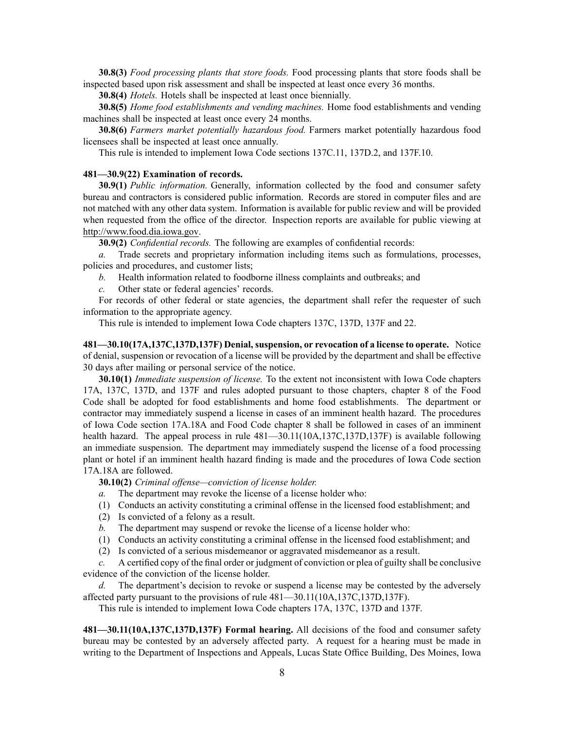**30.8(3)** *Food processing plants that store foods.* Food processing plants that store foods shall be inspected based upon risk assessment and shall be inspected at least once every 36 months.

**30.8(4)** *Hotels.* Hotels shall be inspected at least once biennially.

**30.8(5)** *Home food establishments and vending machines.* Home food establishments and vending machines shall be inspected at least once every 24 months.

**30.8(6)** *Farmers market potentially hazardous food.* Farmers market potentially hazardous food licensees shall be inspected at least once annually.

This rule is intended to implement Iowa Code sections 137C.11, 137D.2, and 137F.10.

**481—30.9(22) Examination of records.**

**30.9(1)** *Public information.* Generally, information collected by the food and consumer safety bureau and contractors is considered public information. Records are stored in computer files and are not matched with any other data system. Information is available for public review and will be provided when requested from the office of the director. Inspection reports are available for public viewing at http://www.food.dia.iowa.gov.

**30.9(2)** *Confidential records.* The following are examples of confidential records:

*a.* Trade secrets and proprietary information including items such as formulations, processes, policies and procedures, and customer lists;

*b.* Health information related to foodborne illness complaints and outbreaks; and

*c.* Other state or federal agencies' records.

For records of other federal or state agencies, the department shall refer the requester of such information to the appropriate agency.

This rule is intended to implement Iowa Code chapters 137C, 137D, 137F and 22.

**481—30.10(17A,137C,137D,137F) Denial, suspension, or revocation of a license to operate.** Notice of denial, suspension or revocation of a license will be provided by the department and shall be effective 30 days after mailing or personal service of the notice.

**30.10(1)** *Immediate suspension of license.* To the extent not inconsistent with Iowa Code chapters 17A, 137C, 137D, and 137F and rules adopted pursuant to those chapters, chapter 8 of the Food Code shall be adopted for food establishments and home food establishments. The department or contractor may immediately suspend a license in cases of an imminent health hazard. The procedures of Iowa Code section 17A.18A and Food Code chapter 8 shall be followed in cases of an imminent health hazard. The appeal process in rule 481—30.11(10A,137C,137D,137F) is available following an immediate suspension. The department may immediately suspend the license of a food processing plant or hotel if an imminent health hazard finding is made and the procedures of Iowa Code section 17A.18A are followed.

**30.10(2)** *Criminal offense—conviction of license holder.*

*a.* The department may revoke the license of a license holder who:

(1) Conducts an activity constituting a criminal offense in the licensed food establishment; and

(2) Is convicted of a felony as a result.

*b.* The department may suspend or revoke the license of a license holder who:

(1) Conducts an activity constituting a criminal offense in the licensed food establishment; and

(2) Is convicted of a serious misdemeanor or aggravated misdemeanor as a result.

*c.* A certified copy of the final order or judgment of conviction or plea of guilty shall be conclusive evidence of the conviction of the license holder.

*d.* The department's decision to revoke or suspend a license may be contested by the adversely affected party pursuant to the provisions of rule 481—30.11(10A,137C,137D,137F).

This rule is intended to implement Iowa Code chapters 17A, 137C, 137D and 137F.

**481—30.11(10A,137C,137D,137F) Formal hearing.** All decisions of the food and consumer safety bureau may be contested by an adversely affected party. A request for a hearing must be made in writing to the Department of Inspections and Appeals, Lucas State Office Building, Des Moines, Iowa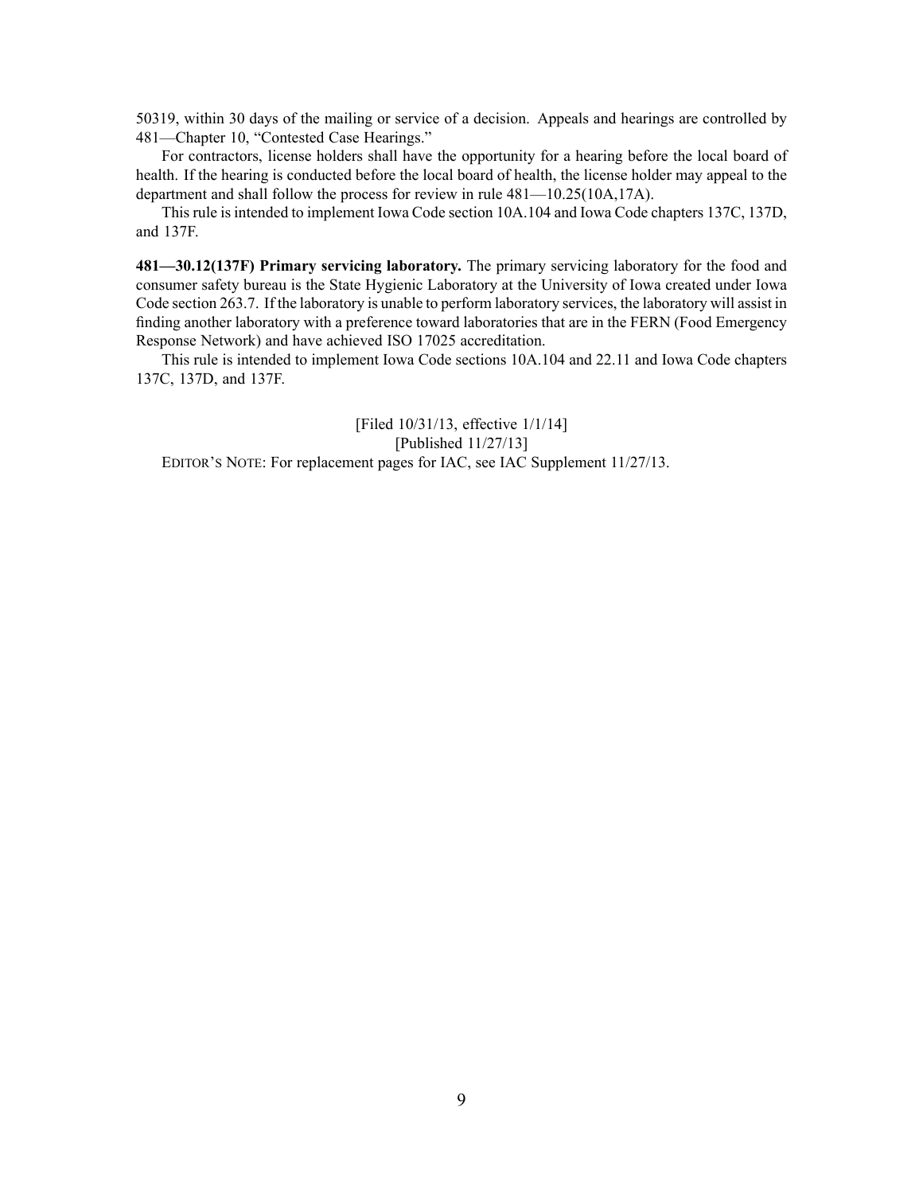50319, within 30 days of the mailing or service of a decision. Appeals and hearings are controlled by 481—Chapter 10, "Contested Case Hearings."

For contractors, license holders shall have the opportunity for a hearing before the local board of health. If the hearing is conducted before the local board of health, the license holder may appeal to the department and shall follow the process for review in rule 481—10.25(10A,17A).

This rule is intended to implement Iowa Code section 10A.104 and Iowa Code chapters 137C, 137D, and 137F.

**481—30.12(137F) Primary servicing laboratory.** The primary servicing laboratory for the food and consumer safety bureau is the State Hygienic Laboratory at the University of Iowa created under Iowa Code section 263.7. If the laboratory is unable to perform laboratory services, the laboratory will assist in finding another laboratory with a preference toward laboratories that are in the FERN (Food Emergency Response Network) and have achieved ISO 17025 accreditation.

This rule is intended to implement Iowa Code sections 10A.104 and 22.11 and Iowa Code chapters 137C, 137D, and 137F.

[Filed 10/31/13, effective 1/1/14]
[Published 11/27/13]

EDITOR'S NOTE: For replacement pages for IAC, see IAC Supplement 11/27/13.